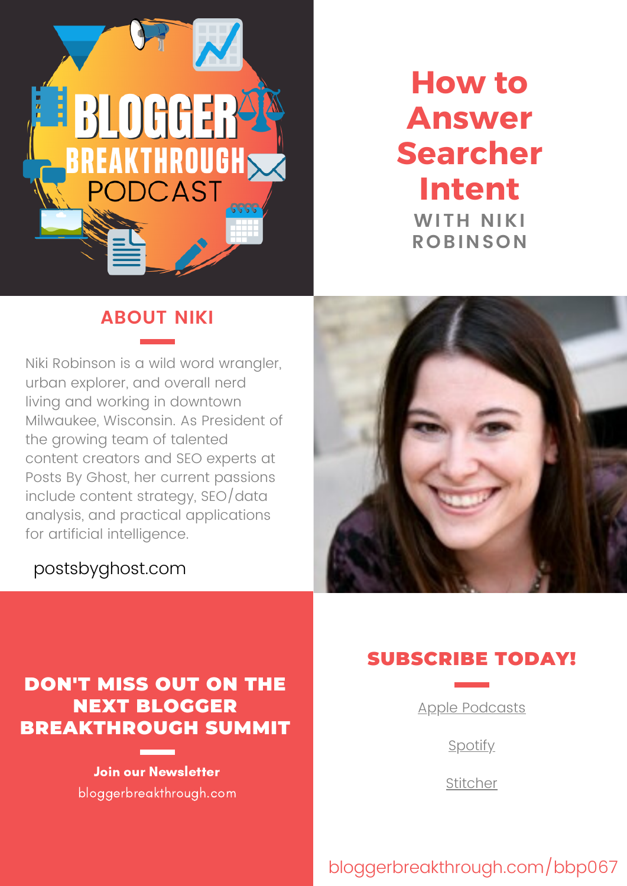BLOGGER BREAKTHROUGH PODCAST

# How to Answer Searcher Intent

WITH NIKI ROBINSON

## ABOUT NIKI

Niki Robinson is a wild word wrangler, urban explorer, and overall nerd living and working in downtown Milwaukee, Wisconsin. As President of the growing team of talented content creators and SEO experts at Posts By Ghost, her current passions include content strategy, SEO/data analysis, and practical applications for artificial intelligence.

postsbyghost.com

## DON'T MISS OUT ON THE NEXT BLOGGER BREAKTHROUGH SUMMIT

**Join our Newsletter**

bloggerbreakthrough.com

## SUBSCRIBE TODAY!

Apple Podcasts

Spotify

Stitcher

bloggerbreakthrough.com/bbp067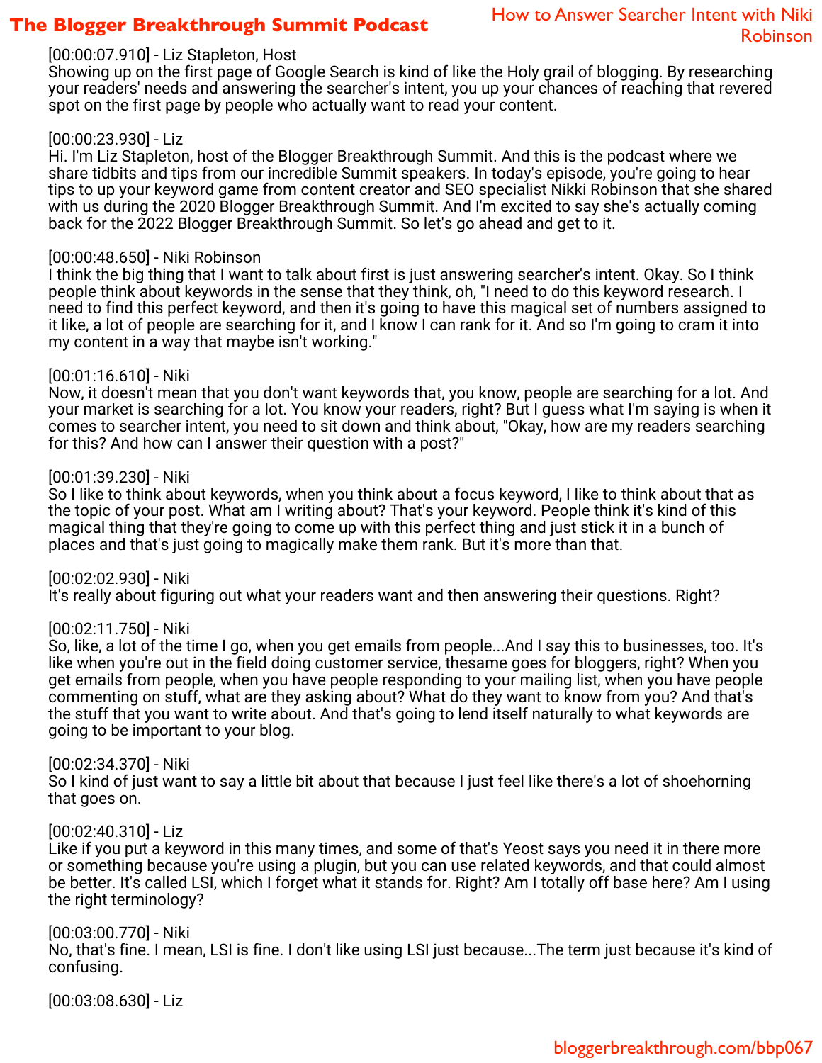[00:00:07.910] - Liz Stapleton, Host
Showing up on the first page of Google Search is kind of like the Holy grail of blogging. By researching your readers' needs and answering the searcher's intent, you up your chances of reaching that revered spot on the first page by people who actually want to read your content.

[00:00:23.930] - Liz
Hi. I'm Liz Stapleton, host of the Blogger Breakthrough Summit. And this is the podcast where we share tidbits and tips from our incredible Summit speakers. In today's episode, you're going to hear tips to up your keyword game from content creator and SEO specialist Nikki Robinson that she shared with us during the 2020 Blogger Breakthrough Summit. And I'm excited to say she's actually coming back for the 2022 Blogger Breakthrough Summit. So let's go ahead and get to it.

[00:00:48.650] - Niki Robinson
I think the big thing that I want to talk about first is just answering searcher's intent. Okay. So I think people think about keywords in the sense that they think, oh, "I need to do this keyword research. I need to find this perfect keyword, and then it's going to have this magical set of numbers assigned to it like, a lot of people are searching for it, and I know I can rank for it. And so I'm going to cram it into my content in a way that maybe isn't working."

[00:01:16.610] - Niki
Now, it doesn't mean that you don't want keywords that, you know, people are searching for a lot. And your market is searching for a lot. You know your readers, right? But I guess what I'm saying is when it comes to searcher intent, you need to sit down and think about, "Okay, how are my readers searching for this? And how can I answer their question with a post?"

[00:01:39.230] - Niki
So I like to think about keywords, when you think about a focus keyword, I like to think about that as the topic of your post. What am I writing about? That's your keyword. People think it's kind of this magical thing that they're going to come up with this perfect thing and just stick it in a bunch of places and that's just going to magically make them rank. But it's more than that.

[00:02:02.930] - Niki
It's really about figuring out what your readers want and then answering their questions. Right?

[00:02:11.750] - Niki
So, like, a lot of the time I go, when you get emails from people...And I say this to businesses, too. It's like when you're out in the field doing customer service, thesame goes for bloggers, right? When you get emails from people, when you have people responding to your mailing list, when you have people commenting on stuff, what are they asking about? What do they want to know from you? And that's the stuff that you want to write about. And that's going to lend itself naturally to what keywords are going to be important to your blog.

[00:02:34.370] - Niki
So I kind of just want to say a little bit about that because I just feel like there's a lot of shoehorning that goes on.

[00:02:40.310] - Liz
Like if you put a keyword in this many times, and some of that's Yeost says you need it in there more or something because you're using a plugin, but you can use related keywords, and that could almost be better. It's called LSI, which I forget what it stands for. Right? Am I totally off base here? Am I using the right terminology?

[00:03:00.770] - Niki
No, that's fine. I mean, LSI is fine. I don't like using LSI just because...The term just because it's kind of confusing.

[00:03:08.630] - Liz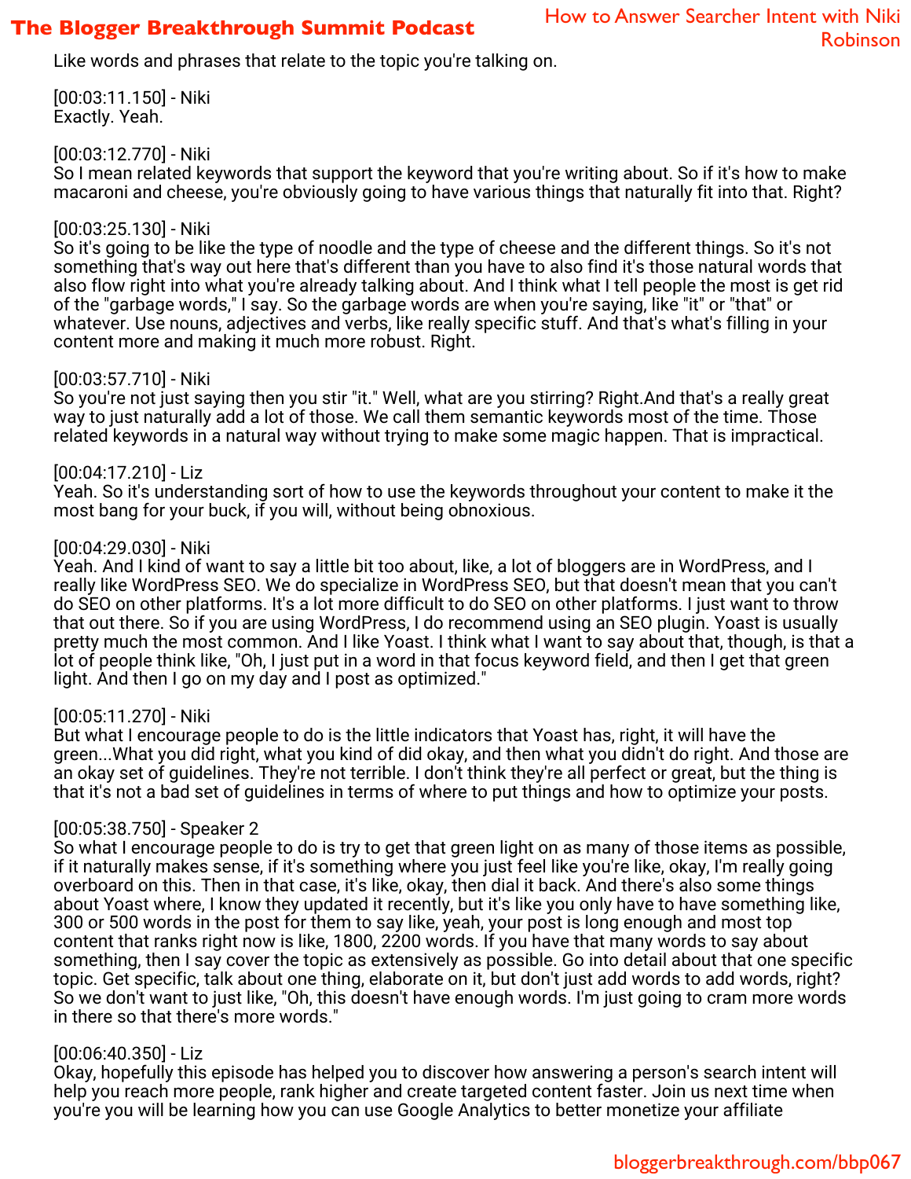Like words and phrases that relate to the topic you're talking on.

[00:03:11.150] - Niki
Exactly. Yeah.

[00:03:12.770] - Niki
So I mean related keywords that support the keyword that you're writing about. So if it's how to make macaroni and cheese, you're obviously going to have various things that naturally fit into that. Right?

[00:03:25.130] - Niki
So it's going to be like the type of noodle and the type of cheese and the different things. So it's not something that's way out here that's different than you have to also find it's those natural words that also flow right into what you're already talking about. And I think what I tell people the most is get rid of the "garbage words," I say. So the garbage words are when you're saying, like "it" or "that" or whatever. Use nouns, adjectives and verbs, like really specific stuff. And that's what's filling in your content more and making it much more robust. Right.

[00:03:57.710] - Niki
So you're not just saying then you stir "it." Well, what are you stirring? Right.And that's a really great way to just naturally add a lot of those. We call them semantic keywords most of the time. Those related keywords in a natural way without trying to make some magic happen. That is impractical.

[00:04:17.210] - Liz
Yeah. So it's understanding sort of how to use the keywords throughout your content to make it the most bang for your buck, if you will, without being obnoxious.

[00:04:29.030] - Niki
Yeah. And I kind of want to say a little bit too about, like, a lot of bloggers are in WordPress, and I really like WordPress SEO. We do specialize in WordPress SEO, but that doesn't mean that you can't do SEO on other platforms. It's a lot more difficult to do SEO on other platforms. I just want to throw that out there. So if you are using WordPress, I do recommend using an SEO plugin. Yoast is usually pretty much the most common. And I like Yoast. I think what I want to say about that, though, is that a lot of people think like, "Oh, I just put in a word in that focus keyword field, and then I get that green light. And then I go on my day and I post as optimized."

[00:05:11.270] - Niki
But what I encourage people to do is the little indicators that Yoast has, right, it will have the green...What you did right, what you kind of did okay, and then what you didn't do right. And those are an okay set of guidelines. They're not terrible. I don't think they're all perfect or great, but the thing is that it's not a bad set of guidelines in terms of where to put things and how to optimize your posts.

[00:05:38.750] - Speaker 2
So what I encourage people to do is try to get that green light on as many of those items as possible, if it naturally makes sense, if it's something where you just feel like you're like, okay, I'm really going overboard on this. Then in that case, it's like, okay, then dial it back. And there's also some things about Yoast where, I know they updated it recently, but it's like you only have to have something like, 300 or 500 words in the post for them to say like, yeah, your post is long enough and most top content that ranks right now is like, 1800, 2200 words. If you have that many words to say about something, then I say cover the topic as extensively as possible. Go into detail about that one specific topic. Get specific, talk about one thing, elaborate on it, but don't just add words to add words, right? So we don't want to just like, "Oh, this doesn't have enough words. I'm just going to cram more words in there so that there's more words."

[00:06:40.350] - Liz
Okay, hopefully this episode has helped you to discover how answering a person's search intent will help you reach more people, rank higher and create targeted content faster. Join us next time when you're you will be learning how you can use Google Analytics to better monetize your affiliate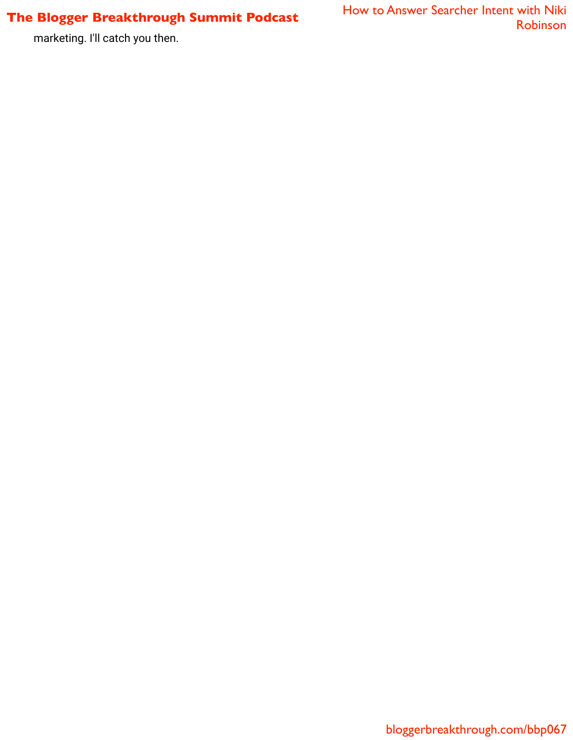marketing. I'll catch you then.